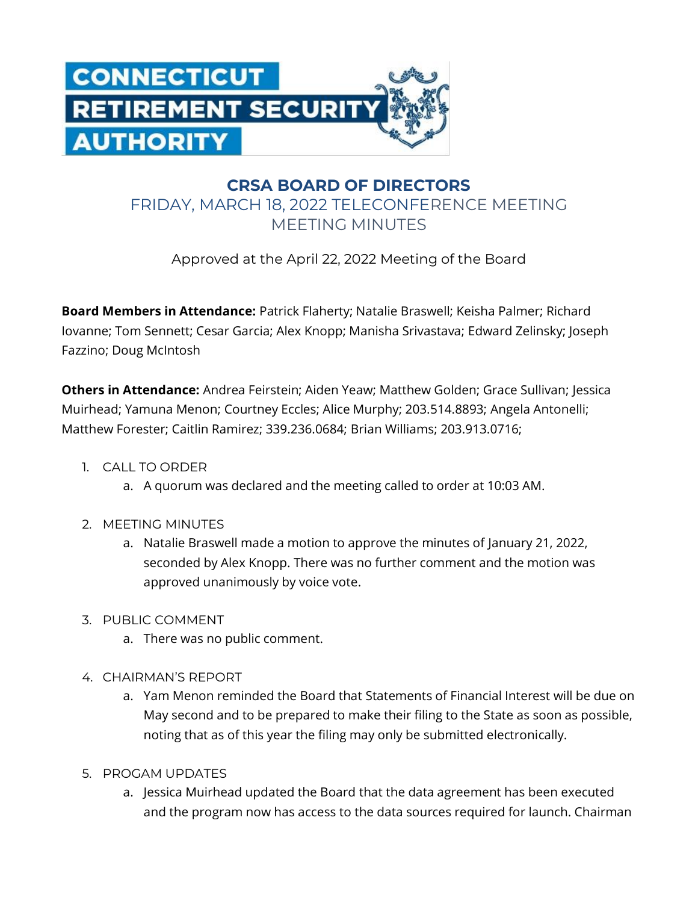# CRSA BOARD OF DIRECTORS

## FRIDAY, MARCH 18, 2022 TELECONFERENCE MEETING MEETING MINUTES

Approved at the April 22, 2022 Meeting of the Board

**Board Members in Attendance:** Patrick Flaherty; Natalie Braswell; Keisha Palmer; Richard Iovanne; Tom Sennett; Cesar Garcia; Alex Knopp; Manisha Srivastava; Edward Zelinsky; Joseph Fazzino; Doug McIntosh

**Others in Attendance:** Andrea Feirstein; Aiden Yeaw; Matthew Golden; Grace Sullivan; Jessica Muirhead; Yamuna Menon; Courtney Eccles; Alice Murphy; 203.514.8893; Angela Antonelli; Matthew Forester; Caitlin Ramirez; 339.236.0684; Brian Williams; 203.913.0716;

1. CALL TO ORDER
   a. A quorum was declared and the meeting called to order at 10:03 AM.

2. MEETING MINUTES
   a. Natalie Braswell made a motion to approve the minutes of January 21, 2022, seconded by Alex Knopp. There was no further comment and the motion was approved unanimously by voice vote.

3. PUBLIC COMMENT
   a. There was no public comment.

4. CHAIRMAN'S REPORT
   a. Yam Menon reminded the Board that Statements of Financial Interest will be due on May second and to be prepared to make their filing to the State as soon as possible, noting that as of this year the filing may only be submitted electronically.

5. PROGAM UPDATES
   a. Jessica Muirhead updated the Board that the data agreement has been executed and the program now has access to the data sources required for launch. Chairman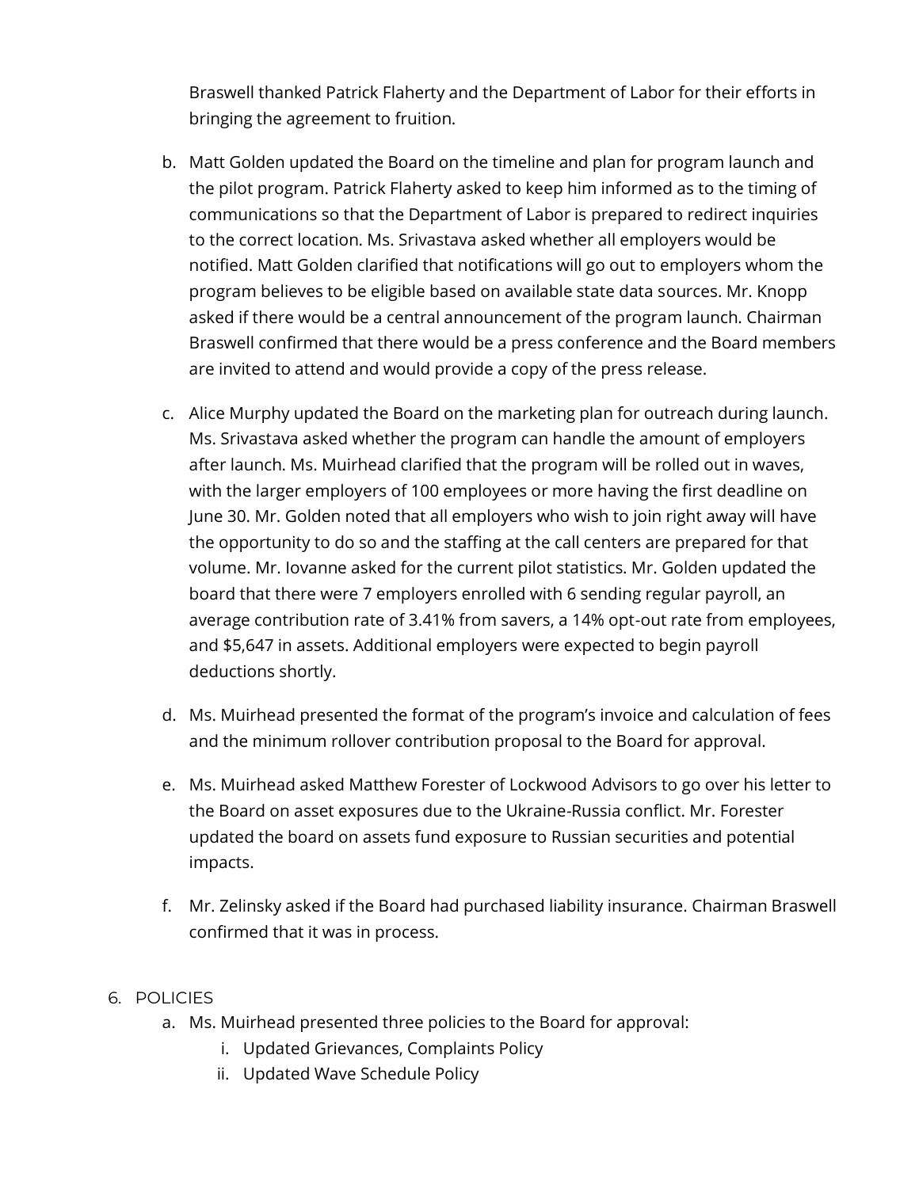Braswell thanked Patrick Flaherty and the Department of Labor for their efforts in bringing the agreement to fruition.

b. Matt Golden updated the Board on the timeline and plan for program launch and the pilot program. Patrick Flaherty asked to keep him informed as to the timing of communications so that the Department of Labor is prepared to redirect inquiries to the correct location. Ms. Srivastava asked whether all employers would be notified. Matt Golden clarified that notifications will go out to employers whom the program believes to be eligible based on available state data sources. Mr. Knopp asked if there would be a central announcement of the program launch. Chairman Braswell confirmed that there would be a press conference and the Board members are invited to attend and would provide a copy of the press release.

c. Alice Murphy updated the Board on the marketing plan for outreach during launch. Ms. Srivastava asked whether the program can handle the amount of employers after launch. Ms. Muirhead clarified that the program will be rolled out in waves, with the larger employers of 100 employees or more having the first deadline on June 30. Mr. Golden noted that all employers who wish to join right away will have the opportunity to do so and the staffing at the call centers are prepared for that volume. Mr. Iovanne asked for the current pilot statistics. Mr. Golden updated the board that there were 7 employers enrolled with 6 sending regular payroll, an average contribution rate of 3.41% from savers, a 14% opt-out rate from employees, and $5,647 in assets. Additional employers were expected to begin payroll deductions shortly.

d. Ms. Muirhead presented the format of the program's invoice and calculation of fees and the minimum rollover contribution proposal to the Board for approval.

e. Ms. Muirhead asked Matthew Forester of Lockwood Advisors to go over his letter to the Board on asset exposures due to the Ukraine-Russia conflict. Mr. Forester updated the board on assets fund exposure to Russian securities and potential impacts.

f. Mr. Zelinsky asked if the Board had purchased liability insurance. Chairman Braswell confirmed that it was in process.

6. POLICIES
   a. Ms. Muirhead presented three policies to the Board for approval:
      i. Updated Grievances, Complaints Policy
      ii. Updated Wave Schedule Policy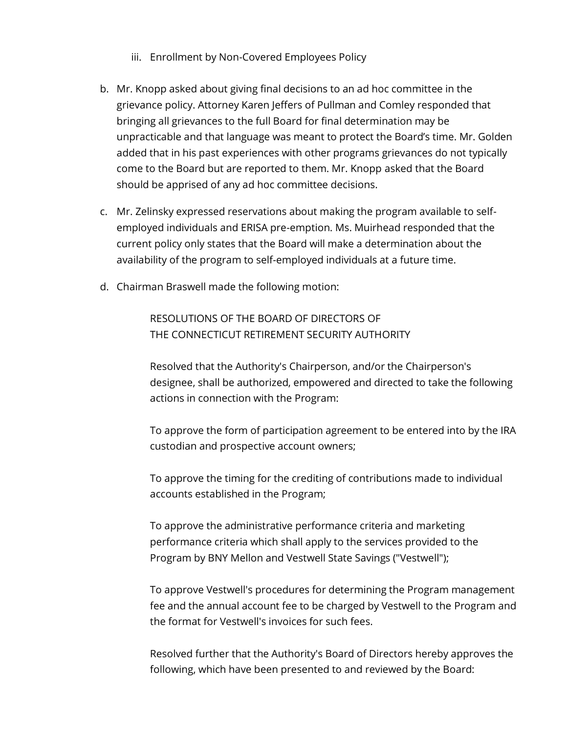iii. Enrollment by Non-Covered Employees Policy

b. Mr. Knopp asked about giving final decisions to an ad hoc committee in the grievance policy. Attorney Karen Jeffers of Pullman and Comley responded that bringing all grievances to the full Board for final determination may be unpracticable and that language was meant to protect the Board's time. Mr. Golden added that in his past experiences with other programs grievances do not typically come to the Board but are reported to them. Mr. Knopp asked that the Board should be apprised of any ad hoc committee decisions.

c. Mr. Zelinsky expressed reservations about making the program available to self-employed individuals and ERISA pre-emption. Ms. Muirhead responded that the current policy only states that the Board will make a determination about the availability of the program to self-employed individuals at a future time.

d. Chairman Braswell made the following motion:

> RESOLUTIONS OF THE BOARD OF DIRECTORS OF
> THE CONNECTICUT RETIREMENT SECURITY AUTHORITY
>
> Resolved that the Authority's Chairperson, and/or the Chairperson's designee, shall be authorized, empowered and directed to take the following actions in connection with the Program:
>
> To approve the form of participation agreement to be entered into by the IRA custodian and prospective account owners;
>
> To approve the timing for the crediting of contributions made to individual accounts established in the Program;
>
> To approve the administrative performance criteria and marketing performance criteria which shall apply to the services provided to the Program by BNY Mellon and Vestwell State Savings ("Vestwell");
>
> To approve Vestwell's procedures for determining the Program management fee and the annual account fee to be charged by Vestwell to the Program and the format for Vestwell's invoices for such fees.
>
> Resolved further that the Authority's Board of Directors hereby approves the following, which have been presented to and reviewed by the Board: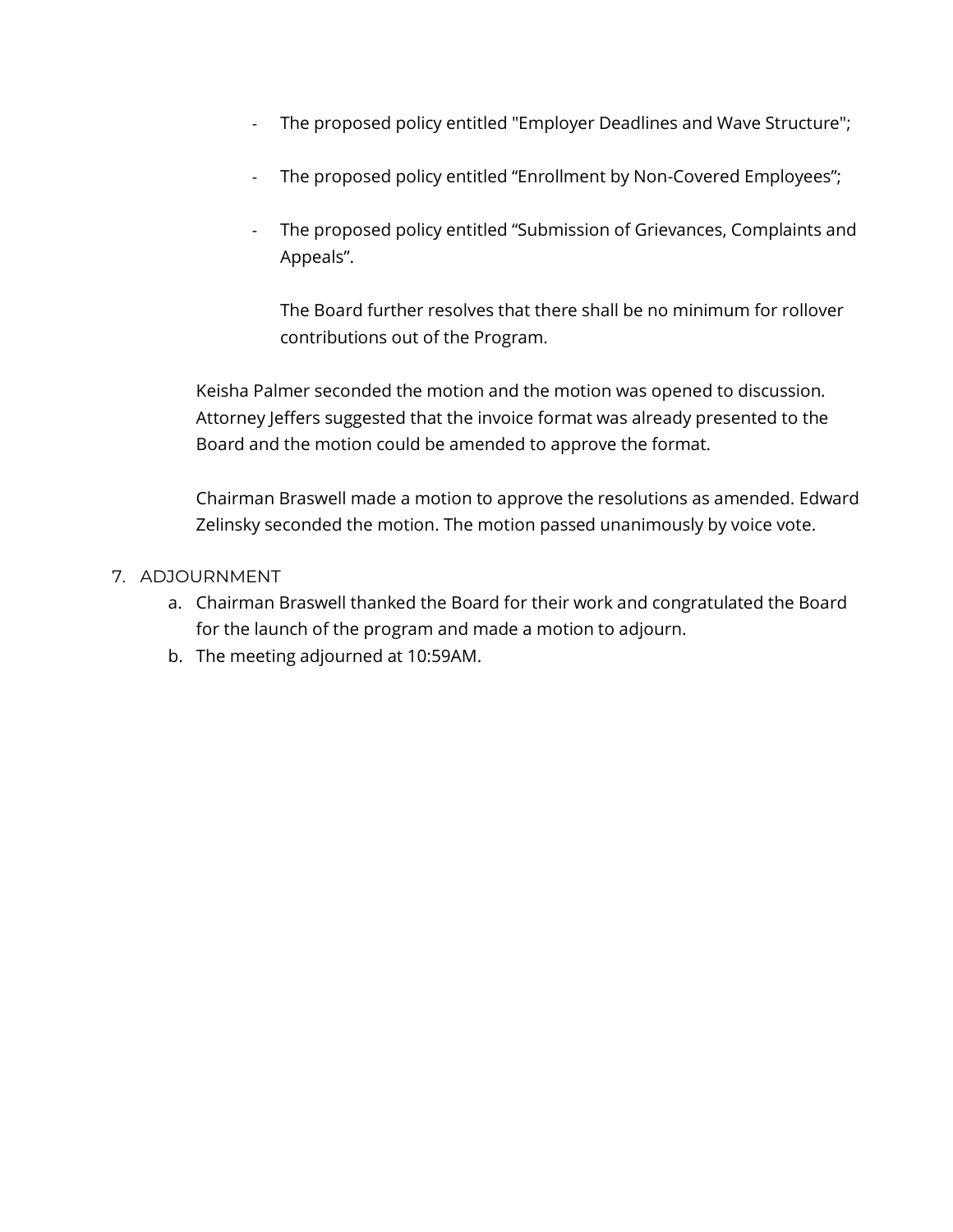- The proposed policy entitled "Employer Deadlines and Wave Structure";

- The proposed policy entitled “Enrollment by Non-Covered Employees”;

- The proposed policy entitled “Submission of Grievances, Complaints and Appeals”.

  The Board further resolves that there shall be no minimum for rollover contributions out of the Program.

Keisha Palmer seconded the motion and the motion was opened to discussion. Attorney Jeffers suggested that the invoice format was already presented to the Board and the motion could be amended to approve the format.

Chairman Braswell made a motion to approve the resolutions as amended. Edward Zelinsky seconded the motion. The motion passed unanimously by voice vote.

7. ADJOURNMENT
   a. Chairman Braswell thanked the Board for their work and congratulated the Board for the launch of the program and made a motion to adjourn.
   b. The meeting adjourned at 10:59AM.